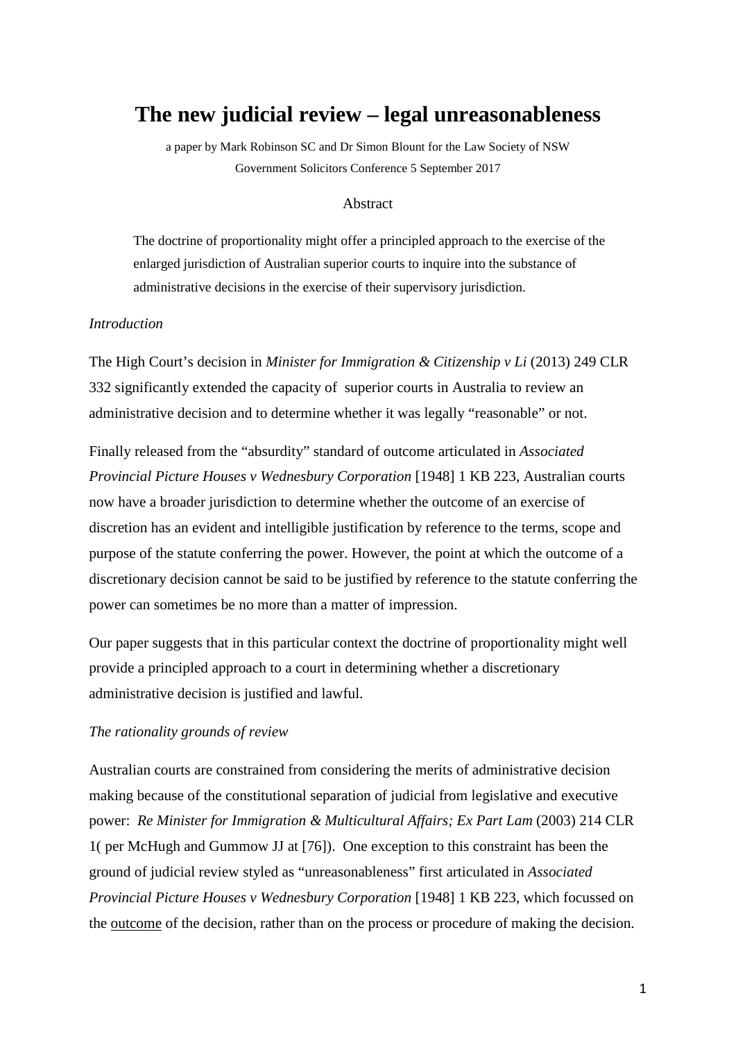# The new judicial review – legal unreasonableness

a paper by Mark Robinson SC and Dr Simon Blount for the Law Society of NSW
Government Solicitors Conference 5 September 2017

Abstract

> The doctrine of proportionality might offer a principled approach to the exercise of the enlarged jurisdiction of Australian superior courts to inquire into the substance of administrative decisions in the exercise of their supervisory jurisdiction.

*Introduction*

The High Court's decision in *Minister for Immigration & Citizenship v Li* (2013) 249 CLR 332 significantly extended the capacity of superior courts in Australia to review an administrative decision and to determine whether it was legally "reasonable" or not.

Finally released from the "absurdity" standard of outcome articulated in *Associated Provincial Picture Houses v Wednesbury Corporation* [1948] 1 KB 223, Australian courts now have a broader jurisdiction to determine whether the outcome of an exercise of discretion has an evident and intelligible justification by reference to the terms, scope and purpose of the statute conferring the power. However, the point at which the outcome of a discretionary decision cannot be said to be justified by reference to the statute conferring the power can sometimes be no more than a matter of impression.

Our paper suggests that in this particular context the doctrine of proportionality might well provide a principled approach to a court in determining whether a discretionary administrative decision is justified and lawful.

*The rationality grounds of review*

Australian courts are constrained from considering the merits of administrative decision making because of the constitutional separation of judicial from legislative and executive power: *Re Minister for Immigration & Multicultural Affairs; Ex Part Lam* (2003) 214 CLR 1( per McHugh and Gummow JJ at [76]). One exception to this constraint has been the ground of judicial review styled as "unreasonableness" first articulated in *Associated Provincial Picture Houses v Wednesbury Corporation* [1948] 1 KB 223, which focussed on the outcome of the decision, rather than on the process or procedure of making the decision.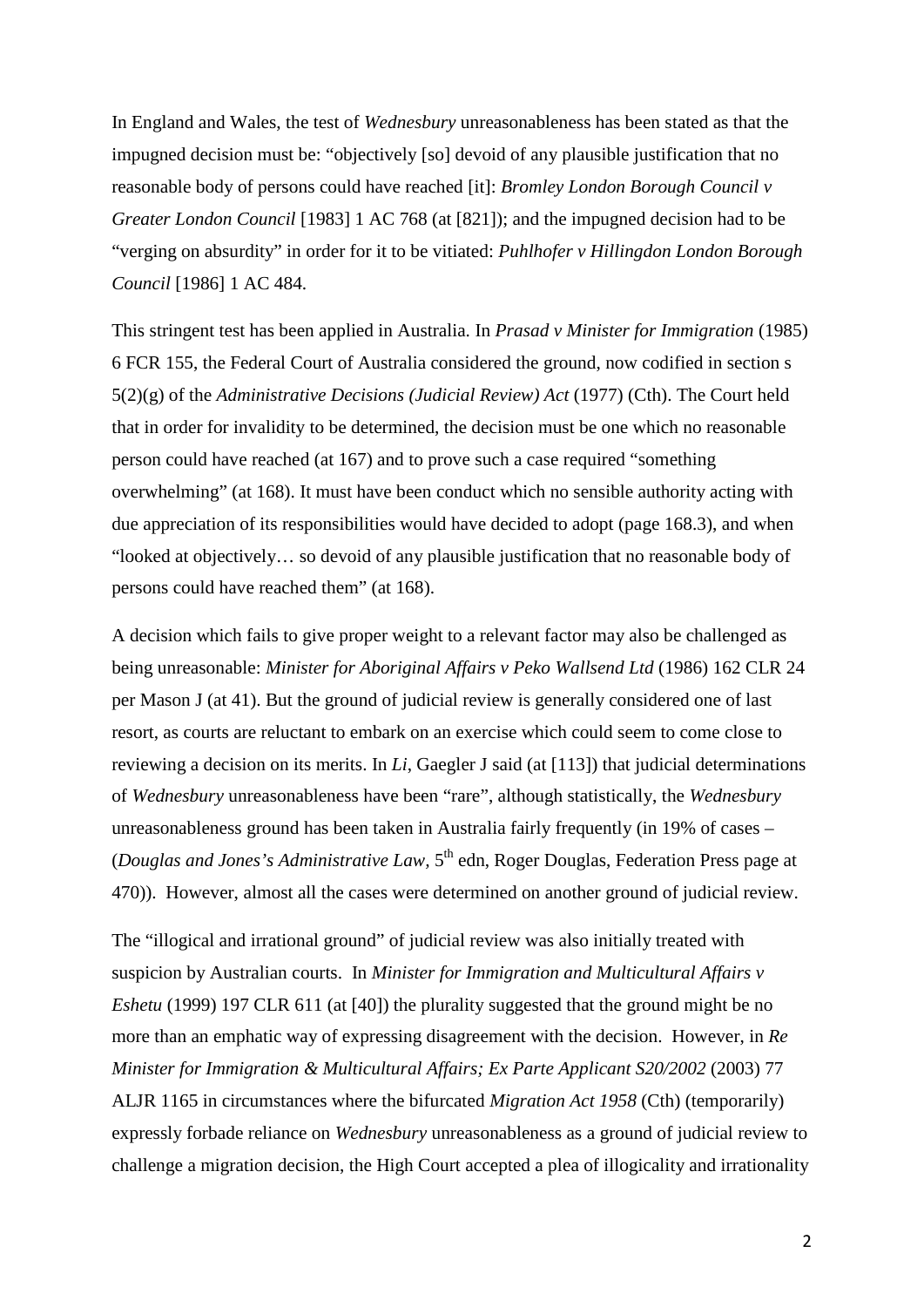In England and Wales, the test of *Wednesbury* unreasonableness has been stated as that the impugned decision must be: "objectively [so] devoid of any plausible justification that no reasonable body of persons could have reached [it]: *Bromley London Borough Council v Greater London Council* [1983] 1 AC 768 (at [821]); and the impugned decision had to be "verging on absurdity" in order for it to be vitiated: *Puhlhofer v Hillingdon London Borough Council* [1986] 1 AC 484.

This stringent test has been applied in Australia. In *Prasad v Minister for Immigration* (1985) 6 FCR 155, the Federal Court of Australia considered the ground, now codified in section s 5(2)(g) of the *Administrative Decisions (Judicial Review) Act* (1977) (Cth). The Court held that in order for invalidity to be determined, the decision must be one which no reasonable person could have reached (at 167) and to prove such a case required "something overwhelming" (at 168). It must have been conduct which no sensible authority acting with due appreciation of its responsibilities would have decided to adopt (page 168.3), and when "looked at objectively… so devoid of any plausible justification that no reasonable body of persons could have reached them" (at 168).

A decision which fails to give proper weight to a relevant factor may also be challenged as being unreasonable: *Minister for Aboriginal Affairs v Peko Wallsend Ltd* (1986) 162 CLR 24 per Mason J (at 41). But the ground of judicial review is generally considered one of last resort, as courts are reluctant to embark on an exercise which could seem to come close to reviewing a decision on its merits. In *Li*, Gaegler J said (at [113]) that judicial determinations of *Wednesbury* unreasonableness have been "rare", although statistically, the *Wednesbury* unreasonableness ground has been taken in Australia fairly frequently (in 19% of cases – (*Douglas and Jones's Administrative Law*, 5th edn, Roger Douglas, Federation Press page at 470)). However, almost all the cases were determined on another ground of judicial review.

The "illogical and irrational ground" of judicial review was also initially treated with suspicion by Australian courts. In *Minister for Immigration and Multicultural Affairs v Eshetu* (1999) 197 CLR 611 (at [40]) the plurality suggested that the ground might be no more than an emphatic way of expressing disagreement with the decision. However, in *Re Minister for Immigration & Multicultural Affairs; Ex Parte Applicant S20/2002* (2003) 77 ALJR 1165 in circumstances where the bifurcated *Migration Act 1958* (Cth) (temporarily) expressly forbade reliance on *Wednesbury* unreasonableness as a ground of judicial review to challenge a migration decision, the High Court accepted a plea of illogicality and irrationality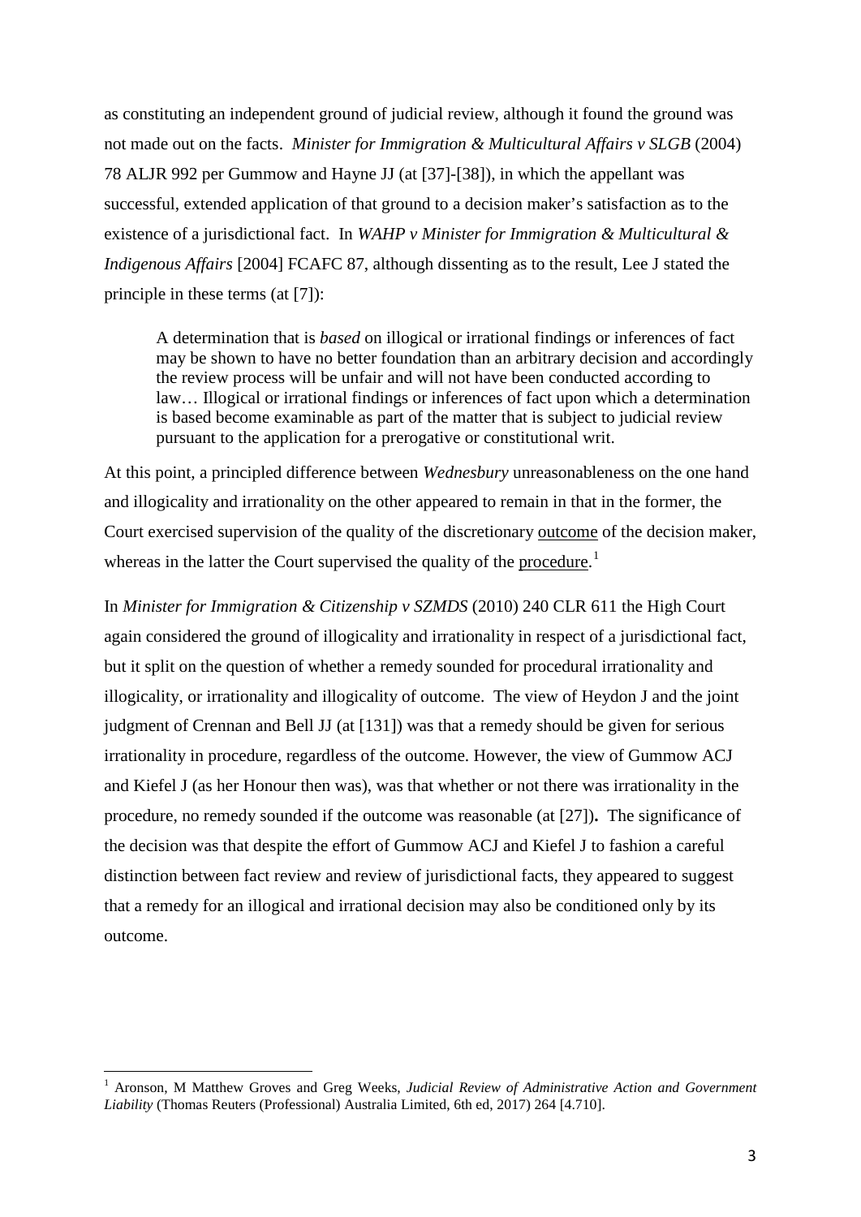as constituting an independent ground of judicial review, although it found the ground was not made out on the facts. *Minister for Immigration & Multicultural Affairs v SLGB* (2004) 78 ALJR 992 per Gummow and Hayne JJ (at [37]-[38]), in which the appellant was successful, extended application of that ground to a decision maker's satisfaction as to the existence of a jurisdictional fact. In *WAHP v Minister for Immigration & Multicultural & Indigenous Affairs* [2004] FCAFC 87, although dissenting as to the result, Lee J stated the principle in these terms (at [7]):

> A determination that is *based* on illogical or irrational findings or inferences of fact may be shown to have no better foundation than an arbitrary decision and accordingly the review process will be unfair and will not have been conducted according to law… Illogical or irrational findings or inferences of fact upon which a determination is based become examinable as part of the matter that is subject to judicial review pursuant to the application for a prerogative or constitutional writ.

At this point, a principled difference between *Wednesbury* unreasonableness on the one hand and illogicality and irrationality on the other appeared to remain in that in the former, the Court exercised supervision of the quality of the discretionary <u>outcome</u> of the decision maker, whereas in the latter the Court supervised the quality of the <u>procedure</u>.[1]

In *Minister for Immigration & Citizenship v SZMDS* (2010) 240 CLR 611 the High Court again considered the ground of illogicality and irrationality in respect of a jurisdictional fact, but it split on the question of whether a remedy sounded for procedural irrationality and illogicality, or irrationality and illogicality of outcome. The view of Heydon J and the joint judgment of Crennan and Bell JJ (at [131]) was that a remedy should be given for serious irrationality in procedure, regardless of the outcome. However, the view of Gummow ACJ and Kiefel J (as her Honour then was), was that whether or not there was irrationality in the procedure, no remedy sounded if the outcome was reasonable (at [27]). The significance of the decision was that despite the effort of Gummow ACJ and Kiefel J to fashion a careful distinction between fact review and review of jurisdictional facts, they appeared to suggest that a remedy for an illogical and irrational decision may also be conditioned only by its outcome.

---

[1] Aronson, M Matthew Groves and Greg Weeks, *Judicial Review of Administrative Action and Government Liability* (Thomas Reuters (Professional) Australia Limited, 6th ed, 2017) 264 [4.710].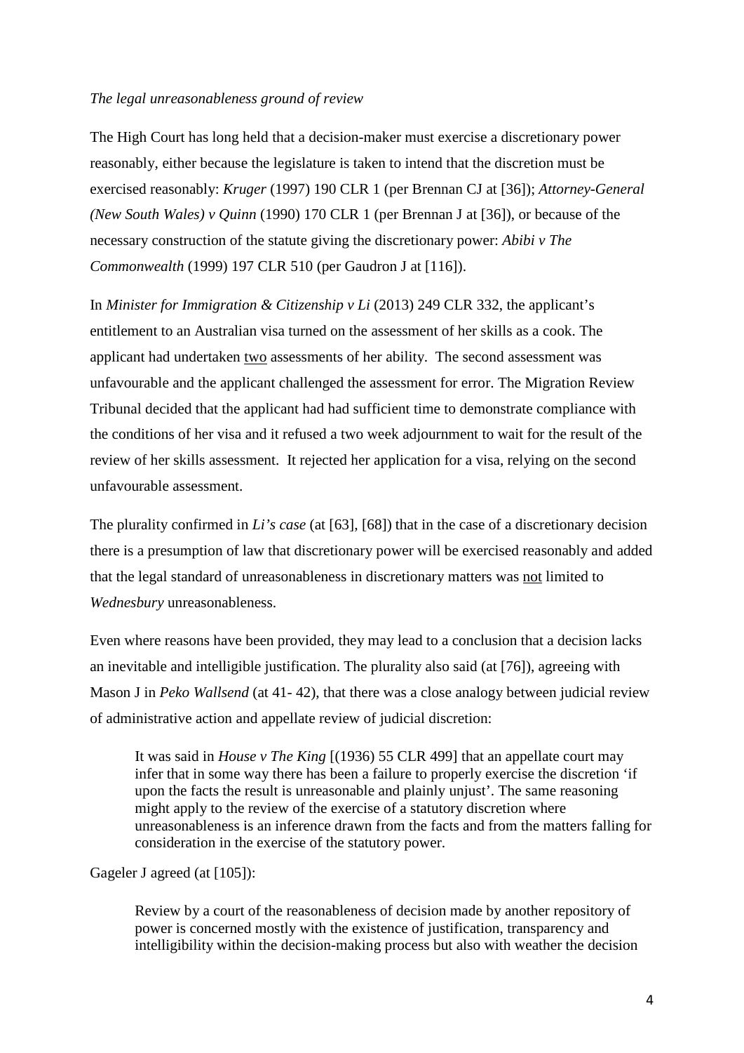*The legal unreasonableness ground of review*

The High Court has long held that a decision-maker must exercise a discretionary power reasonably, either because the legislature is taken to intend that the discretion must be exercised reasonably: *Kruger* (1997) 190 CLR 1 (per Brennan CJ at [36]); *Attorney-General (New South Wales) v Quinn* (1990) 170 CLR 1 (per Brennan J at [36]), or because of the necessary construction of the statute giving the discretionary power: *Abibi v The Commonwealth* (1999) 197 CLR 510 (per Gaudron J at [116]).

In *Minister for Immigration & Citizenship v Li* (2013) 249 CLR 332, the applicant's entitlement to an Australian visa turned on the assessment of her skills as a cook. The applicant had undertaken <u>two</u> assessments of her ability. The second assessment was unfavourable and the applicant challenged the assessment for error. The Migration Review Tribunal decided that the applicant had had sufficient time to demonstrate compliance with the conditions of her visa and it refused a two week adjournment to wait for the result of the review of her skills assessment. It rejected her application for a visa, relying on the second unfavourable assessment.

The plurality confirmed in *Li's case* (at [63], [68]) that in the case of a discretionary decision there is a presumption of law that discretionary power will be exercised reasonably and added that the legal standard of unreasonableness in discretionary matters was <u>not</u> limited to *Wednesbury* unreasonableness.

Even where reasons have been provided, they may lead to a conclusion that a decision lacks an inevitable and intelligible justification. The plurality also said (at [76]), agreeing with Mason J in *Peko Wallsend* (at 41- 42), that there was a close analogy between judicial review of administrative action and appellate review of judicial discretion:

> It was said in *House v The King* [(1936) 55 CLR 499] that an appellate court may infer that in some way there has been a failure to properly exercise the discretion 'if upon the facts the result is unreasonable and plainly unjust'. The same reasoning might apply to the review of the exercise of a statutory discretion where unreasonableness is an inference drawn from the facts and from the matters falling for consideration in the exercise of the statutory power.

Gageler J agreed (at [105]):

> Review by a court of the reasonableness of decision made by another repository of power is concerned mostly with the existence of justification, transparency and intelligibility within the decision-making process but also with weather the decision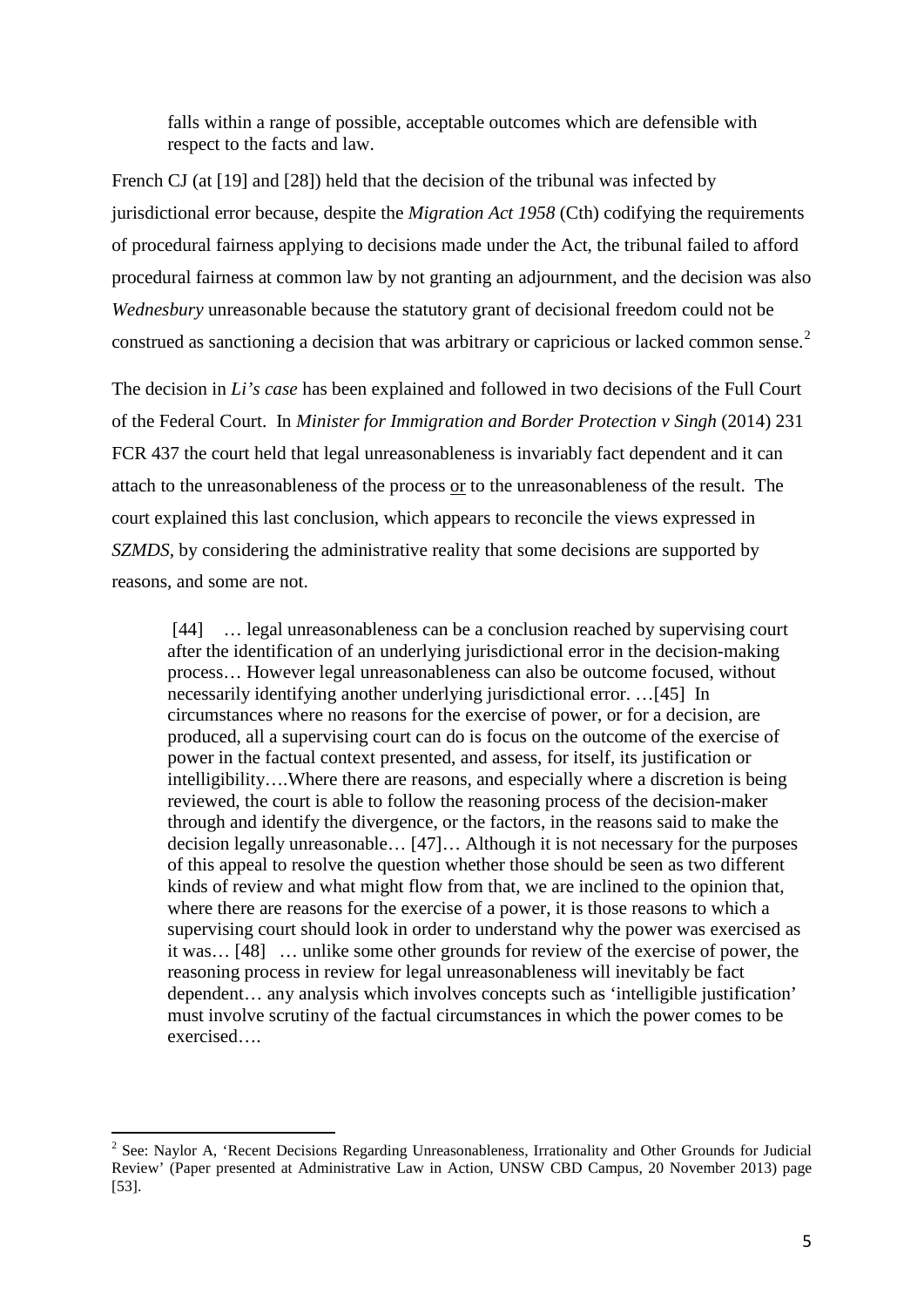> falls within a range of possible, acceptable outcomes which are defensible with respect to the facts and law.

French CJ (at [19] and [28]) held that the decision of the tribunal was infected by jurisdictional error because, despite the *Migration Act 1958* (Cth) codifying the requirements of procedural fairness applying to decisions made under the Act, the tribunal failed to afford procedural fairness at common law by not granting an adjournment, and the decision was also *Wednesbury* unreasonable because the statutory grant of decisional freedom could not be construed as sanctioning a decision that was arbitrary or capricious or lacked common sense.[2]

The decision in *Li's case* has been explained and followed in two decisions of the Full Court of the Federal Court. In *Minister for Immigration and Border Protection v Singh* (2014) 231 FCR 437 the court held that legal unreasonableness is invariably fact dependent and it can attach to the unreasonableness of the process <u>or</u> to the unreasonableness of the result. The court explained this last conclusion, which appears to reconcile the views expressed in *SZMDS*, by considering the administrative reality that some decisions are supported by reasons, and some are not.

> [44] … legal unreasonableness can be a conclusion reached by supervising court after the identification of an underlying jurisdictional error in the decision-making process… However legal unreasonableness can also be outcome focused, without necessarily identifying another underlying jurisdictional error. …[45] In circumstances where no reasons for the exercise of power, or for a decision, are produced, all a supervising court can do is focus on the outcome of the exercise of power in the factual context presented, and assess, for itself, its justification or intelligibility….Where there are reasons, and especially where a discretion is being reviewed, the court is able to follow the reasoning process of the decision-maker through and identify the divergence, or the factors, in the reasons said to make the decision legally unreasonable… [47]… Although it is not necessary for the purposes of this appeal to resolve the question whether those should be seen as two different kinds of review and what might flow from that, we are inclined to the opinion that, where there are reasons for the exercise of a power, it is those reasons to which a supervising court should look in order to understand why the power was exercised as it was… [48] … unlike some other grounds for review of the exercise of power, the reasoning process in review for legal unreasonableness will inevitably be fact dependent… any analysis which involves concepts such as 'intelligible justification' must involve scrutiny of the factual circumstances in which the power comes to be exercised….

---

[2] See: Naylor A, 'Recent Decisions Regarding Unreasonableness, Irrationality and Other Grounds for Judicial Review' (Paper presented at Administrative Law in Action, UNSW CBD Campus, 20 November 2013) page [53].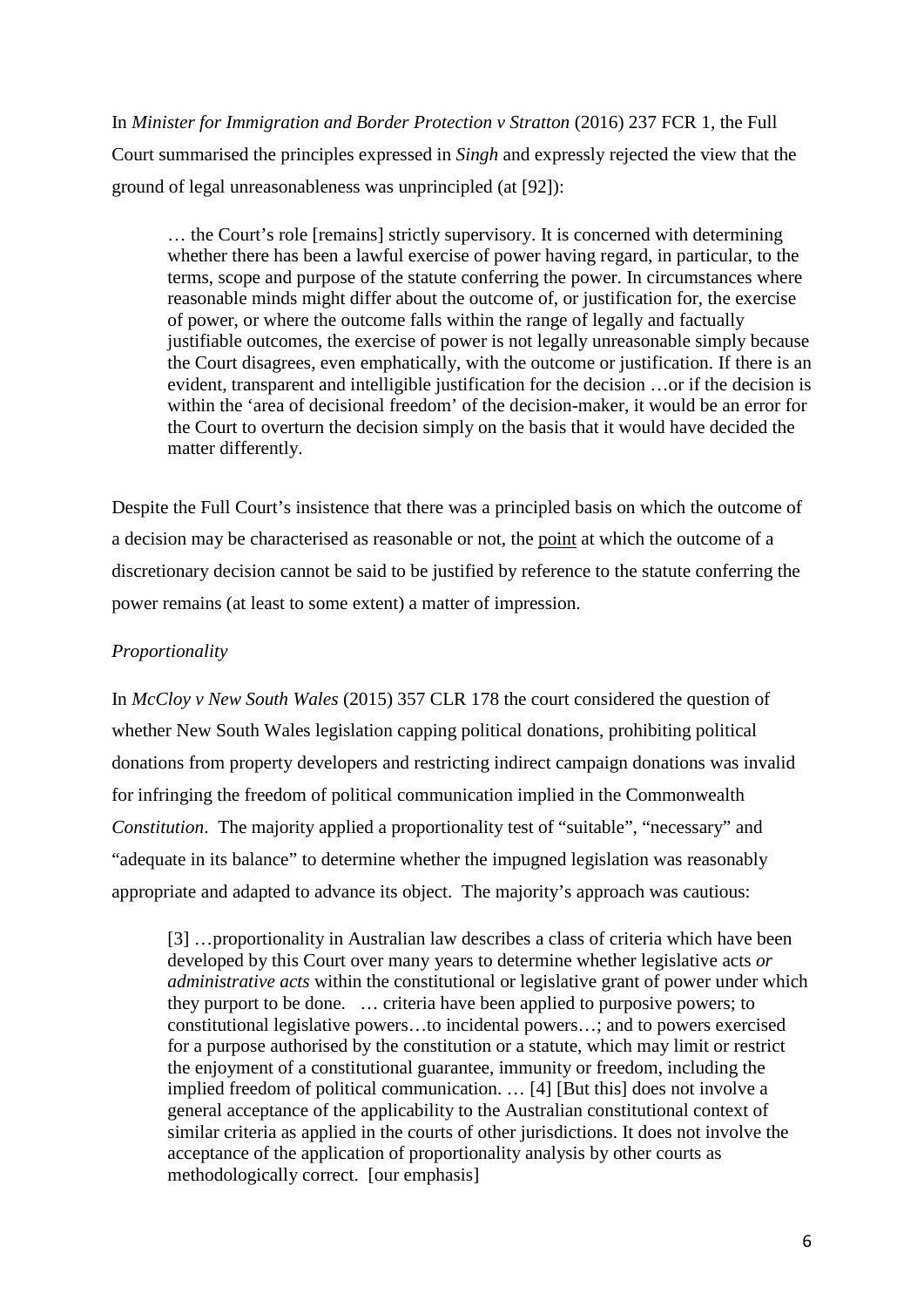In *Minister for Immigration and Border Protection v Stratton* (2016) 237 FCR 1, the Full Court summarised the principles expressed in *Singh* and expressly rejected the view that the ground of legal unreasonableness was unprincipled (at [92]):

> … the Court's role [remains] strictly supervisory. It is concerned with determining whether there has been a lawful exercise of power having regard, in particular, to the terms, scope and purpose of the statute conferring the power. In circumstances where reasonable minds might differ about the outcome of, or justification for, the exercise of power, or where the outcome falls within the range of legally and factually justifiable outcomes, the exercise of power is not legally unreasonable simply because the Court disagrees, even emphatically, with the outcome or justification. If there is an evident, transparent and intelligible justification for the decision …or if the decision is within the 'area of decisional freedom' of the decision-maker, it would be an error for the Court to overturn the decision simply on the basis that it would have decided the matter differently.

Despite the Full Court's insistence that there was a principled basis on which the outcome of a decision may be characterised as reasonable or not, the <u>point</u> at which the outcome of a discretionary decision cannot be said to be justified by reference to the statute conferring the power remains (at least to some extent) a matter of impression.

*Proportionality*

In *McCloy v New South Wales* (2015) 357 CLR 178 the court considered the question of whether New South Wales legislation capping political donations, prohibiting political donations from property developers and restricting indirect campaign donations was invalid for infringing the freedom of political communication implied in the Commonwealth *Constitution*. The majority applied a proportionality test of "suitable", "necessary" and "adequate in its balance" to determine whether the impugned legislation was reasonably appropriate and adapted to advance its object. The majority's approach was cautious:

> [3] …proportionality in Australian law describes a class of criteria which have been developed by this Court over many years to determine whether legislative acts *or administrative acts* within the constitutional or legislative grant of power under which they purport to be done. … criteria have been applied to purposive powers; to constitutional legislative powers…to incidental powers…; and to powers exercised for a purpose authorised by the constitution or a statute, which may limit or restrict the enjoyment of a constitutional guarantee, immunity or freedom, including the implied freedom of political communication. … [4] [But this] does not involve a general acceptance of the applicability to the Australian constitutional context of similar criteria as applied in the courts of other jurisdictions. It does not involve the acceptance of the application of proportionality analysis by other courts as methodologically correct. [our emphasis]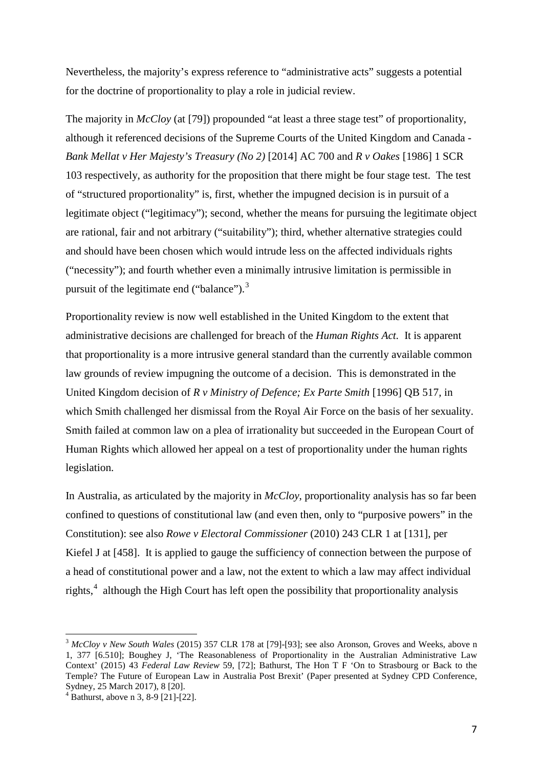Nevertheless, the majority's express reference to "administrative acts" suggests a potential for the doctrine of proportionality to play a role in judicial review.

The majority in *McCloy* (at [79]) propounded "at least a three stage test" of proportionality, although it referenced decisions of the Supreme Courts of the United Kingdom and Canada - *Bank Mellat v Her Majesty's Treasury (No 2)* [2014] AC 700 and *R v Oakes* [1986] 1 SCR 103 respectively, as authority for the proposition that there might be four stage test. The test of "structured proportionality" is, first, whether the impugned decision is in pursuit of a legitimate object ("legitimacy"); second, whether the means for pursuing the legitimate object are rational, fair and not arbitrary ("suitability"); third, whether alternative strategies could and should have been chosen which would intrude less on the affected individuals rights ("necessity"); and fourth whether even a minimally intrusive limitation is permissible in pursuit of the legitimate end ("balance").[3]

Proportionality review is now well established in the United Kingdom to the extent that administrative decisions are challenged for breach of the *Human Rights Act.* It is apparent that proportionality is a more intrusive general standard than the currently available common law grounds of review impugning the outcome of a decision. This is demonstrated in the United Kingdom decision of *R v Ministry of Defence; Ex Parte Smith* [1996] QB 517, in which Smith challenged her dismissal from the Royal Air Force on the basis of her sexuality. Smith failed at common law on a plea of irrationality but succeeded in the European Court of Human Rights which allowed her appeal on a test of proportionality under the human rights legislation.

In Australia, as articulated by the majority in *McCloy*, proportionality analysis has so far been confined to questions of constitutional law (and even then, only to "purposive powers" in the Constitution): see also *Rowe v Electoral Commissioner* (2010) 243 CLR 1 at [131], per Kiefel J at [458]. It is applied to gauge the sufficiency of connection between the purpose of a head of constitutional power and a law, not the extent to which a law may affect individual rights,[4] although the High Court has left open the possibility that proportionality analysis

---

[3] *McCloy v New South Wales* (2015) 357 CLR 178 at [79]-[93]; see also Aronson, Groves and Weeks, above n 1, 377 [6.510]; Boughey J, 'The Reasonableness of Proportionality in the Australian Administrative Law Context' (2015) 43 *Federal Law Review* 59, [72]; Bathurst, The Hon T F 'On to Strasbourg or Back to the Temple? The Future of European Law in Australia Post Brexit' (Paper presented at Sydney CPD Conference, Sydney, 25 March 2017), 8 [20].

[4] Bathurst, above n 3, 8-9 [21]-[22].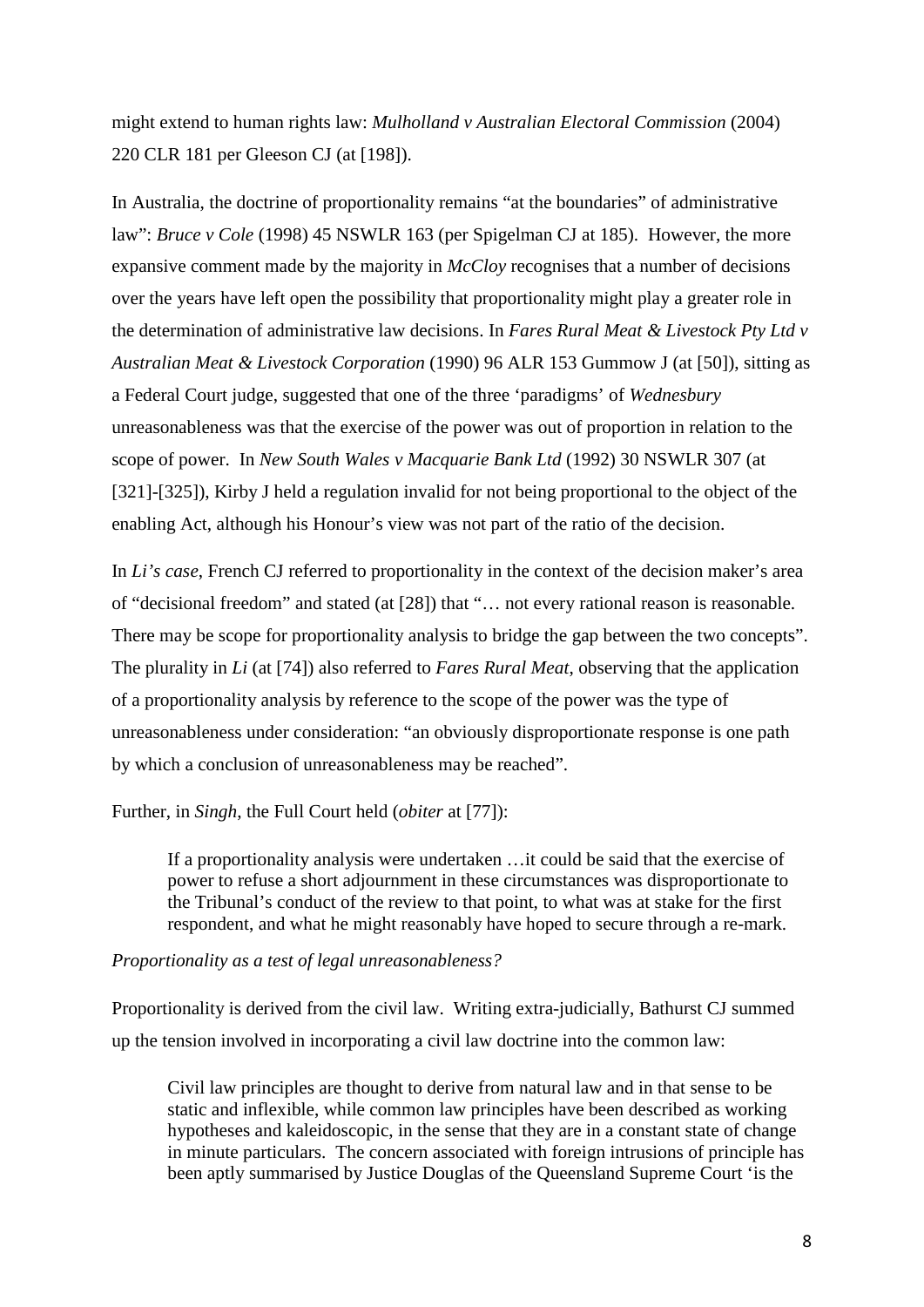might extend to human rights law: *Mulholland v Australian Electoral Commission* (2004) 220 CLR 181 per Gleeson CJ (at [198]).

In Australia, the doctrine of proportionality remains "at the boundaries" of administrative law": *Bruce v Cole* (1998) 45 NSWLR 163 (per Spigelman CJ at 185). However, the more expansive comment made by the majority in *McCloy* recognises that a number of decisions over the years have left open the possibility that proportionality might play a greater role in the determination of administrative law decisions. In *Fares Rural Meat & Livestock Pty Ltd v Australian Meat & Livestock Corporation* (1990) 96 ALR 153 Gummow J (at [50]), sitting as a Federal Court judge, suggested that one of the three 'paradigms' of *Wednesbury* unreasonableness was that the exercise of the power was out of proportion in relation to the scope of power. In *New South Wales v Macquarie Bank Ltd* (1992) 30 NSWLR 307 (at [321]-[325]), Kirby J held a regulation invalid for not being proportional to the object of the enabling Act, although his Honour's view was not part of the ratio of the decision.

In *Li's case*, French CJ referred to proportionality in the context of the decision maker's area of "decisional freedom" and stated (at [28]) that "… not every rational reason is reasonable. There may be scope for proportionality analysis to bridge the gap between the two concepts". The plurality in *Li* (at [74]) also referred to *Fares Rural Meat*, observing that the application of a proportionality analysis by reference to the scope of the power was the type of unreasonableness under consideration: "an obviously disproportionate response is one path by which a conclusion of unreasonableness may be reached".

Further, in *Singh*, the Full Court held (*obiter* at [77]):

> If a proportionality analysis were undertaken …it could be said that the exercise of power to refuse a short adjournment in these circumstances was disproportionate to the Tribunal's conduct of the review to that point, to what was at stake for the first respondent, and what he might reasonably have hoped to secure through a re-mark.

*Proportionality as a test of legal unreasonableness?*

Proportionality is derived from the civil law. Writing extra-judicially, Bathurst CJ summed up the tension involved in incorporating a civil law doctrine into the common law:

> Civil law principles are thought to derive from natural law and in that sense to be static and inflexible, while common law principles have been described as working hypotheses and kaleidoscopic, in the sense that they are in a constant state of change in minute particulars. The concern associated with foreign intrusions of principle has been aptly summarised by Justice Douglas of the Queensland Supreme Court 'is the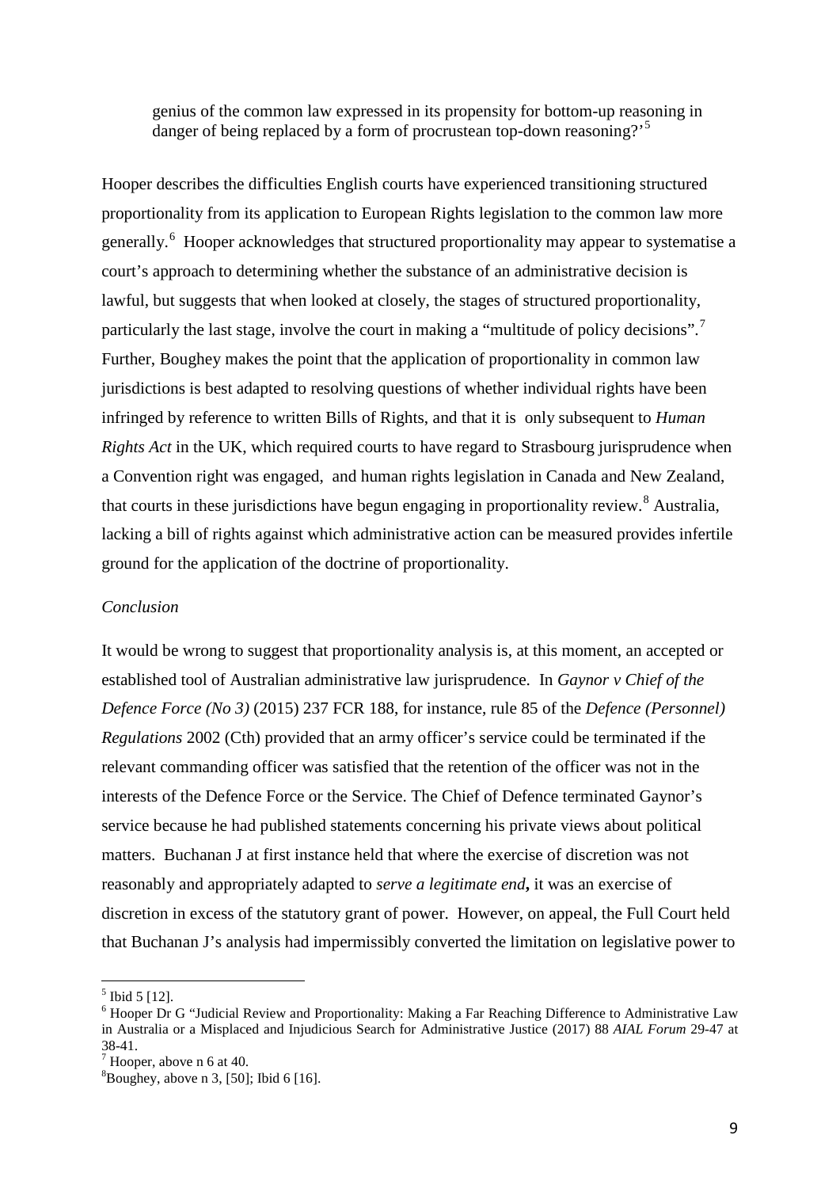> genius of the common law expressed in its propensity for bottom-up reasoning in danger of being replaced by a form of procrustean top-down reasoning?'[5]

Hooper describes the difficulties English courts have experienced transitioning structured proportionality from its application to European Rights legislation to the common law more generally.[6] Hooper acknowledges that structured proportionality may appear to systematise a court's approach to determining whether the substance of an administrative decision is lawful, but suggests that when looked at closely, the stages of structured proportionality, particularly the last stage, involve the court in making a "multitude of policy decisions".[7] Further, Boughey makes the point that the application of proportionality in common law jurisdictions is best adapted to resolving questions of whether individual rights have been infringed by reference to written Bills of Rights, and that it is only subsequent to *Human Rights Act* in the UK, which required courts to have regard to Strasbourg jurisprudence when a Convention right was engaged, and human rights legislation in Canada and New Zealand, that courts in these jurisdictions have begun engaging in proportionality review.[8] Australia, lacking a bill of rights against which administrative action can be measured provides infertile ground for the application of the doctrine of proportionality.

*Conclusion*

It would be wrong to suggest that proportionality analysis is, at this moment, an accepted or established tool of Australian administrative law jurisprudence. In *Gaynor v Chief of the Defence Force (No 3)* (2015) 237 FCR 188, for instance, rule 85 of the *Defence (Personnel) Regulations* 2002 (Cth) provided that an army officer's service could be terminated if the relevant commanding officer was satisfied that the retention of the officer was not in the interests of the Defence Force or the Service. The Chief of Defence terminated Gaynor's service because he had published statements concerning his private views about political matters. Buchanan J at first instance held that where the exercise of discretion was not reasonably and appropriately adapted to *serve a legitimate end***,** it was an exercise of discretion in excess of the statutory grant of power. However, on appeal, the Full Court held that Buchanan J's analysis had impermissibly converted the limitation on legislative power to

---

[5] Ibid 5 [12].

[6] Hooper Dr G "Judicial Review and Proportionality: Making a Far Reaching Difference to Administrative Law in Australia or a Misplaced and Injudicious Search for Administrative Justice (2017) 88 *AIAL Forum* 29-47 at 38-41.

[7] Hooper, above n 6 at 40.

[8] Boughey, above n 3, [50]; Ibid 6 [16].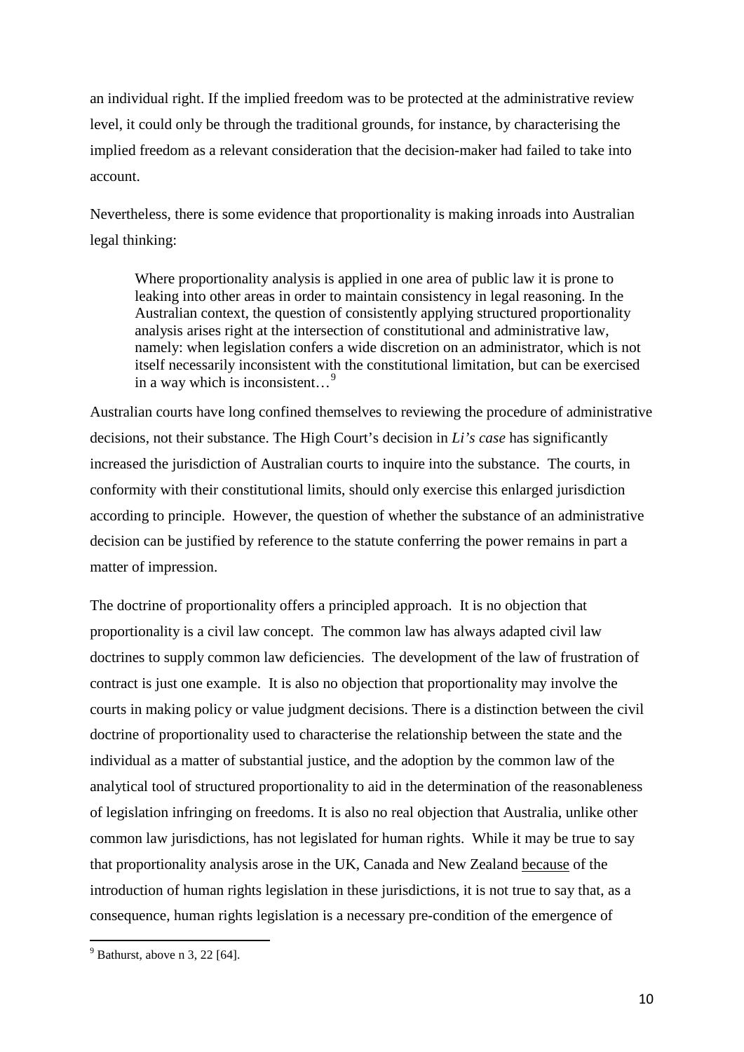an individual right. If the implied freedom was to be protected at the administrative review level, it could only be through the traditional grounds, for instance, by characterising the implied freedom as a relevant consideration that the decision-maker had failed to take into account.

Nevertheless, there is some evidence that proportionality is making inroads into Australian legal thinking:

> Where proportionality analysis is applied in one area of public law it is prone to leaking into other areas in order to maintain consistency in legal reasoning. In the Australian context, the question of consistently applying structured proportionality analysis arises right at the intersection of constitutional and administrative law, namely: when legislation confers a wide discretion on an administrator, which is not itself necessarily inconsistent with the constitutional limitation, but can be exercised in a way which is inconsistent…[9]

Australian courts have long confined themselves to reviewing the procedure of administrative decisions, not their substance. The High Court's decision in *Li's case* has significantly increased the jurisdiction of Australian courts to inquire into the substance. The courts, in conformity with their constitutional limits, should only exercise this enlarged jurisdiction according to principle. However, the question of whether the substance of an administrative decision can be justified by reference to the statute conferring the power remains in part a matter of impression.

The doctrine of proportionality offers a principled approach. It is no objection that proportionality is a civil law concept. The common law has always adapted civil law doctrines to supply common law deficiencies. The development of the law of frustration of contract is just one example. It is also no objection that proportionality may involve the courts in making policy or value judgment decisions. There is a distinction between the civil doctrine of proportionality used to characterise the relationship between the state and the individual as a matter of substantial justice, and the adoption by the common law of the analytical tool of structured proportionality to aid in the determination of the reasonableness of legislation infringing on freedoms. It is also no real objection that Australia, unlike other common law jurisdictions, has not legislated for human rights. While it may be true to say that proportionality analysis arose in the UK, Canada and New Zealand because of the introduction of human rights legislation in these jurisdictions, it is not true to say that, as a consequence, human rights legislation is a necessary pre-condition of the emergence of

[9] Bathurst, above n 3, 22 [64].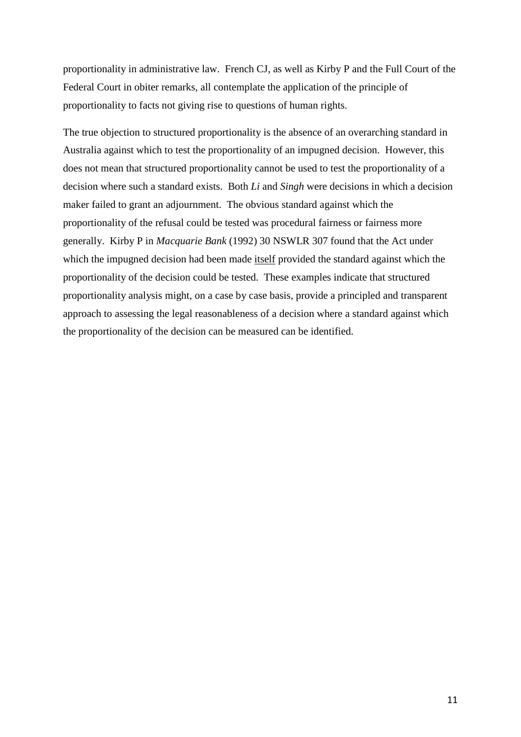proportionality in administrative law. French CJ, as well as Kirby P and the Full Court of the Federal Court in obiter remarks, all contemplate the application of the principle of proportionality to facts not giving rise to questions of human rights.

The true objection to structured proportionality is the absence of an overarching standard in Australia against which to test the proportionality of an impugned decision. However, this does not mean that structured proportionality cannot be used to test the proportionality of a decision where such a standard exists. Both *Li* and *Singh* were decisions in which a decision maker failed to grant an adjournment. The obvious standard against which the proportionality of the refusal could be tested was procedural fairness or fairness more generally. Kirby P in *Macquarie Bank* (1992) 30 NSWLR 307 found that the Act under which the impugned decision had been made <u>itself</u> provided the standard against which the proportionality of the decision could be tested. These examples indicate that structured proportionality analysis might, on a case by case basis, provide a principled and transparent approach to assessing the legal reasonableness of a decision where a standard against which the proportionality of the decision can be measured can be identified.